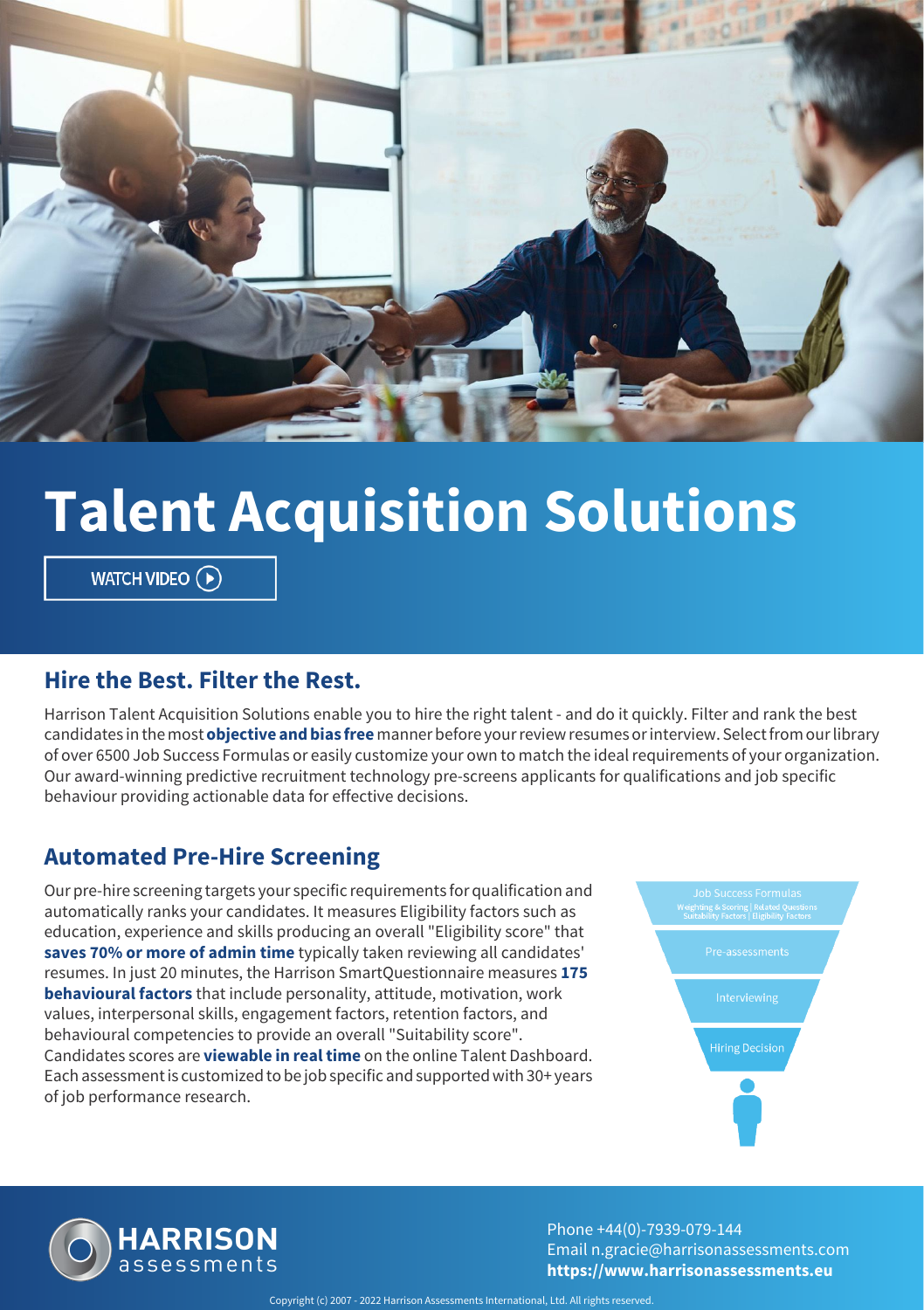# Talent Acquisition Solutions

WATCH VIDEO

## Hire the Best. Filter the Rest.

Harrison Talent Acquisition Solutions enable you to hire the right talent - and do it quickly. Filter and rank the best candidates in the most **objective and bias free** manner before your review resumes or interview. Select from our library of over 6500 Job Success Formulas or easily customize your own to match the ideal requirements of your organization. Our award-winning predictive recruitment technology pre-screens applicants for qualifications and job specific behaviour providing actionable data for effective decisions.

## Automated Pre-Hire Screening

Our pre-hire screening targets your specific requirements for qualification and automatically ranks your candidates. It measures Eligibility factors such as education, experience and skills producing an overall "Eligibility score" that **saves 70% or more of admin time** typically taken reviewing all candidates' resumes. In just 20 minutes, the Harrison SmartQuestionnaire measures **175 behavioural factors** that include personality, attitude, motivation, work values, interpersonal skills, engagement factors, retention factors, and behavioural competencies to provide an overall "Suitability score". Candidates scores are **viewable in real time** on the online Talent Dashboard. Each assessment is customized to be job specific and supported with 30+ years of job performance research.

- Job Success Formulas
  - Weighting & Scoring | Related Questions
  - Suitability Factors | Eligibility Factors
- Pre-assessments
- Interviewing
- Hiring Decision

**HARRISON** assessments

Phone +44(0)-7939-079-144
Email n.gracie@harrisonassessments.com
**https://www.harrisonassessments.eu**

Copyright (c) 2007 - 2022 Harrison Assessments International, Ltd. All rights reserved.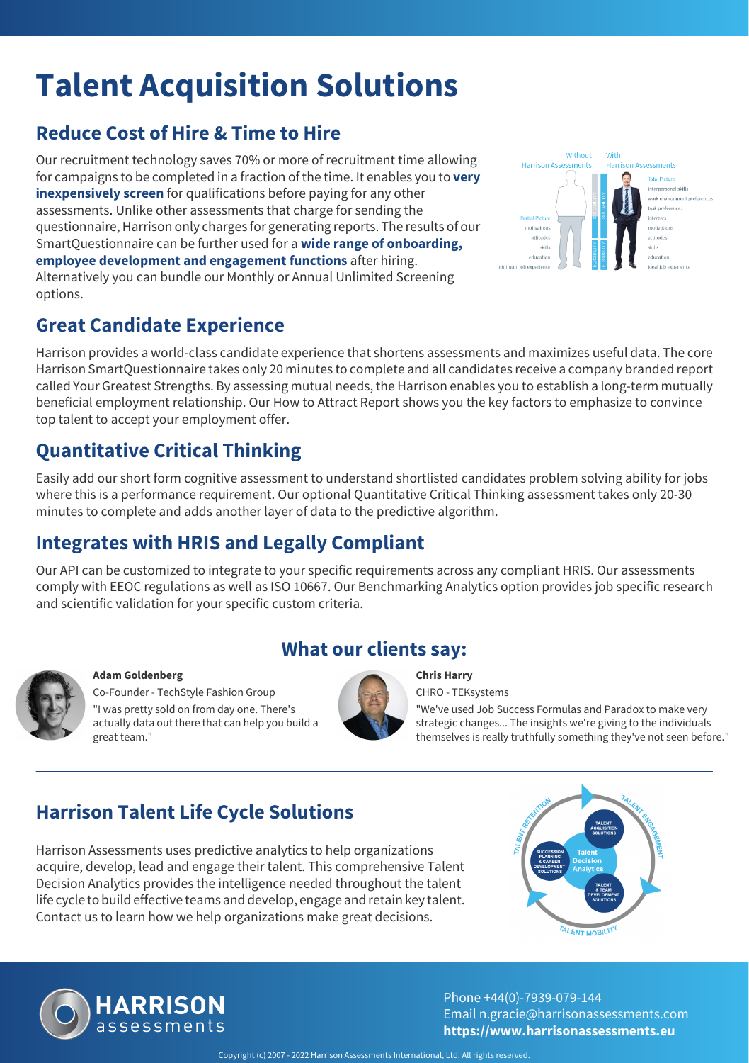# Talent Acquisition Solutions

## Reduce Cost of Hire & Time to Hire

Our recruitment technology saves 70% or more of recruitment time allowing for campaigns to be completed in a fraction of the time. It enables you to **very inexpensively screen** for qualifications before paying for any other assessments. Unlike other assessments that charge for sending the questionnaire, Harrison only charges for generating reports. The results of our SmartQuestionnaire can be further used for a **wide range of onboarding, employee development and engagement functions** after hiring. Alternatively you can bundle our Monthly or Annual Unlimited Screening options.

## Great Candidate Experience

Harrison provides a world-class candidate experience that shortens assessments and maximizes useful data. The core Harrison SmartQuestionnaire takes only 20 minutes to complete and all candidates receive a company branded report called Your Greatest Strengths. By assessing mutual needs, the Harrison enables you to establish a long-term mutually beneficial employment relationship. Our How to Attract Report shows you the key factors to emphasize to convince top talent to accept your employment offer.

## Quantitative Critical Thinking

Easily add our short form cognitive assessment to understand shortlisted candidates problem solving ability for jobs where this is a performance requirement. Our optional Quantitative Critical Thinking assessment takes only 20-30 minutes to complete and adds another layer of data to the predictive algorithm.

## Integrates with HRIS and Legally Compliant

Our API can be customized to integrate to your specific requirements across any compliant HRIS. Our assessments comply with EEOC regulations as well as ISO 10667. Our Benchmarking Analytics option provides job specific research and scientific validation for your specific custom criteria.

## What our clients say:

**Adam Goldenberg**
Co-Founder - TechStyle Fashion Group
"I was pretty sold on from day one. There's actually data out there that can help you build a great team."

**Chris Harry**
CHRO - TEKsystems
"We've used Job Success Formulas and Paradox to make very strategic changes... The insights we're giving to the individuals themselves is really truthfully something they've not seen before."

## Harrison Talent Life Cycle Solutions

Harrison Assessments uses predictive analytics to help organizations acquire, develop, lead and engage their talent. This comprehensive Talent Decision Analytics provides the intelligence needed throughout the talent life cycle to build effective teams and develop, engage and retain key talent. Contact us to learn how we help organizations make great decisions.

HARRISON assessments

Phone +44(0)-7939-079-144
Email n.gracie@harrisonassessments.com
**https://www.harrisonassessments.eu**

Copyright (c) 2007 - 2022 Harrison Assessments International, Ltd. All rights reserved.